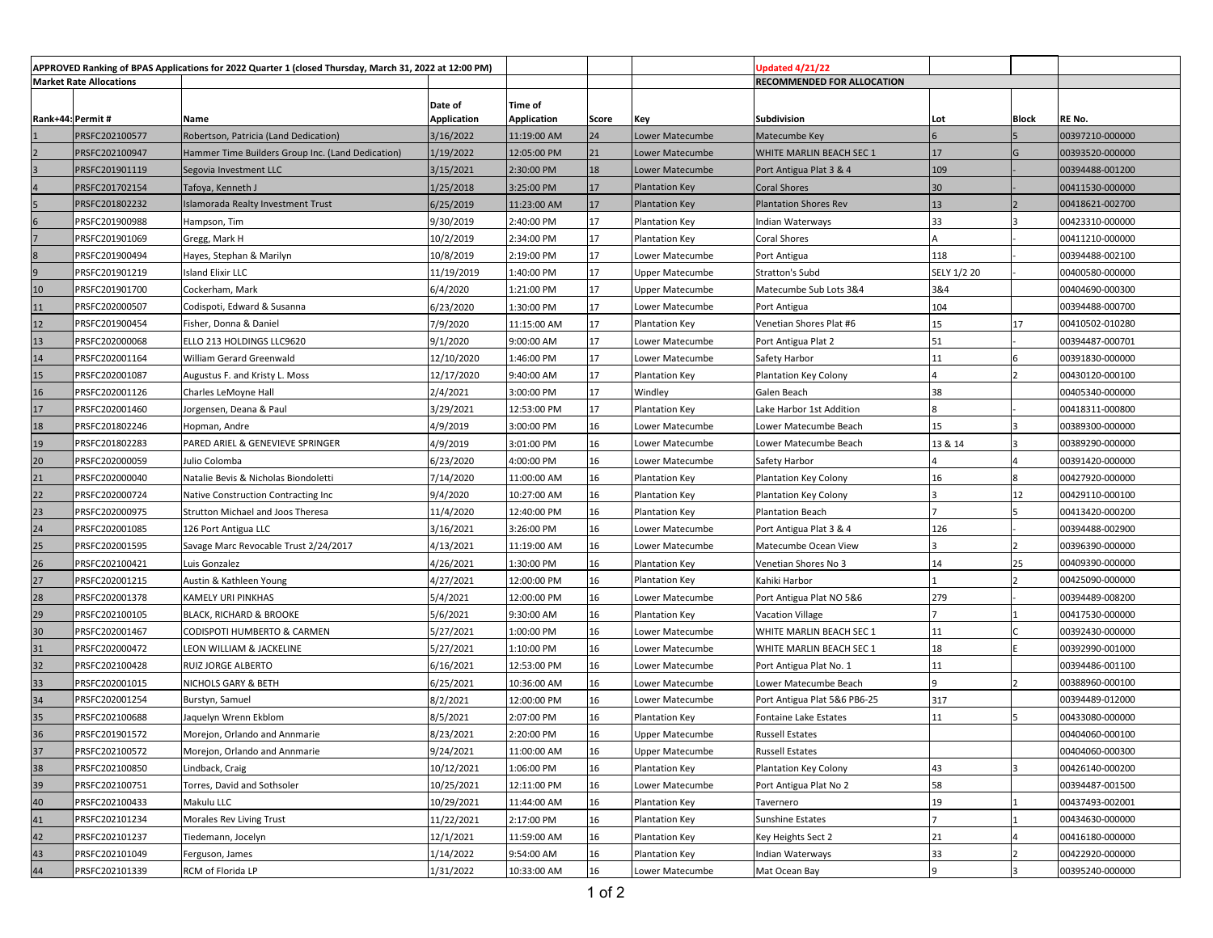| APPROVED Ranking of BPAS Applications for 2022 Quarter 1 (closed Thursday, March 31, 2022 at 12:00 PM) | | | | | | | Updated 4/21/22 | | | |
|---|---|---|---|---|---|---|---|---|---|---|
| Market Rate Allocations | | | | | | | RECOMMENDED FOR ALLOCATION | | | |
| Rank+44: | Permit # | Name | Date of Application | Time of Application | Score | Key | Subdivision | Lot | Block | RE No. |
| 1 | PRSFC202100577 | Robertson, Patricia (Land Dedication) | 3/16/2022 | 11:19:00 AM | 24 | Lower Matecumbe | Matecumbe Key | 6 | 5 | 00397210-000000 |
| 2 | PRSFC202100947 | Hammer Time Builders Group Inc. (Land Dedication) | 1/19/2022 | 12:05:00 PM | 21 | Lower Matecumbe | WHITE MARLIN BEACH SEC 1 | 17 | G | 00393520-000000 |
| 3 | PRSFC201901119 | Segovia Investment LLC | 3/15/2021 | 2:30:00 PM | 18 | Lower Matecumbe | Port Antigua Plat 3 & 4 | 109 | - | 00394488-001200 |
| 4 | PRSFC201702154 | Tafoya, Kenneth J | 1/25/2018 | 3:25:00 PM | 17 | Plantation Key | Coral Shores | 30 | - | 00411530-000000 |
| 5 | PRSFC201802232 | Islamorada Realty Investment Trust | 6/25/2019 | 11:23:00 AM | 17 | Plantation Key | Plantation Shores Rev | 13 | 2 | 00418621-002700 |
| 6 | PRSFC201900988 | Hampson, Tim | 9/30/2019 | 2:40:00 PM | 17 | Plantation Key | Indian Waterways | 33 | 3 | 00423310-000000 |
| 7 | PRSFC201901069 | Gregg, Mark H | 10/2/2019 | 2:34:00 PM | 17 | Plantation Key | Coral Shores | A | - | 00411210-000000 |
| 8 | PRSFC201900494 | Hayes, Stephan & Marilyn | 10/8/2019 | 2:19:00 PM | 17 | Lower Matecumbe | Port Antigua | 118 | - | 00394488-002100 |
| 9 | PRSFC201901219 | Island Elixir LLC | 11/19/2019 | 1:40:00 PM | 17 | Upper Matecumbe | Stratton's Subd | SELY 1/2 20 | - | 00400580-000000 |
| 10 | PRSFC201901700 | Cockerham, Mark | 6/4/2020 | 1:21:00 PM | 17 | Upper Matecumbe | Matecumbe Sub Lots 3&4 | 3&4 | | 00404690-000300 |
| 11 | PRSFC202000507 | Codispoti, Edward & Susanna | 6/23/2020 | 1:30:00 PM | 17 | Lower Matecumbe | Port Antigua | 104 | | 00394488-000700 |
| 12 | PRSFC201900454 | Fisher, Donna & Daniel | 7/9/2020 | 11:15:00 AM | 17 | Plantation Key | Venetian Shores Plat #6 | 15 | 17 | 00410502-010280 |
| 13 | PRSFC202000068 | ELLO 213 HOLDINGS LLC9620 | 9/1/2020 | 9:00:00 AM | 17 | Lower Matecumbe | Port Antigua Plat 2 | 51 | - | 00394487-000701 |
| 14 | PRSFC202001164 | William Gerard Greenwald | 12/10/2020 | 1:46:00 PM | 17 | Lower Matecumbe | Safety Harbor | 11 | 6 | 00391830-000000 |
| 15 | PRSFC202001087 | Augustus F. and Kristy L. Moss | 12/17/2020 | 9:40:00 AM | 17 | Plantation Key | Plantation Key Colony | 4 | 2 | 00430120-000100 |
| 16 | PRSFC202001126 | Charles LeMoyne Hall | 2/4/2021 | 3:00:00 PM | 17 | Windley | Galen Beach | 38 | | 00405340-000000 |
| 17 | PRSFC202001460 | Jorgensen, Deana & Paul | 3/29/2021 | 12:53:00 PM | 17 | Plantation Key | Lake Harbor 1st Addition | 8 | - | 00418311-000800 |
| 18 | PRSFC201802246 | Hopman, Andre | 4/9/2019 | 3:00:00 PM | 16 | Lower Matecumbe | Lower Matecumbe Beach | 15 | 3 | 00389300-000000 |
| 19 | PRSFC201802283 | PARED ARIEL & GENEVIEVE SPRINGER | 4/9/2019 | 3:01:00 PM | 16 | Lower Matecumbe | Lower Matecumbe Beach | 13 & 14 | 3 | 00389290-000000 |
| 20 | PRSFC202000059 | Julio Colomba | 6/23/2020 | 4:00:00 PM | 16 | Lower Matecumbe | Safety Harbor | 4 | 4 | 00391420-000000 |
| 21 | PRSFC202000040 | Natalie Bevis & Nicholas Biondoletti | 7/14/2020 | 11:00:00 AM | 16 | Plantation Key | Plantation Key Colony | 16 | 8 | 00427920-000000 |
| 22 | PRSFC202000724 | Native Construction Contracting Inc | 9/4/2020 | 10:27:00 AM | 16 | Plantation Key | Plantation Key Colony | 3 | 12 | 00429110-000100 |
| 23 | PRSFC202000975 | Strutton Michael and Joos Theresa | 11/4/2020 | 12:40:00 PM | 16 | Plantation Key | Plantation Beach | 7 | 5 | 00413420-000200 |
| 24 | PRSFC202001085 | 126 Port Antigua LLC | 3/16/2021 | 3:26:00 PM | 16 | Lower Matecumbe | Port Antigua Plat 3 & 4 | 126 | - | 00394488-002900 |
| 25 | PRSFC202001595 | Savage Marc Revocable Trust 2/24/2017 | 4/13/2021 | 11:19:00 AM | 16 | Lower Matecumbe | Matecumbe Ocean View | 3 | 2 | 00396390-000000 |
| 26 | PRSFC202100421 | Luis Gonzalez | 4/26/2021 | 1:30:00 PM | 16 | Plantation Key | Venetian Shores No 3 | 14 | 25 | 00409390-000000 |
| 27 | PRSFC202001215 | Austin & Kathleen Young | 4/27/2021 | 12:00:00 PM | 16 | Plantation Key | Kahiki Harbor | 1 | 2 | 00425090-000000 |
| 28 | PRSFC202001378 | KAMELY URI PINKHAS | 5/4/2021 | 12:00:00 PM | 16 | Lower Matecumbe | Port Antigua Plat NO 5&6 | 279 | - | 00394489-008200 |
| 29 | PRSFC202100105 | BLACK, RICHARD & BROOKE | 5/6/2021 | 9:30:00 AM | 16 | Plantation Key | Vacation Village | 7 | 1 | 00417530-000000 |
| 30 | PRSFC202001467 | CODISPOTI HUMBERTO & CARMEN | 5/27/2021 | 1:00:00 PM | 16 | Lower Matecumbe | WHITE MARLIN BEACH SEC 1 | 11 | C | 00392430-000000 |
| 31 | PRSFC202000472 | LEON WILLIAM & JACKELINE | 5/27/2021 | 1:10:00 PM | 16 | Lower Matecumbe | WHITE MARLIN BEACH SEC 1 | 18 | E | 00392990-001000 |
| 32 | PRSFC202100428 | RUIZ JORGE ALBERTO | 6/16/2021 | 12:53:00 PM | 16 | Lower Matecumbe | Port Antigua Plat No. 1 | 11 | | 00394486-001100 |
| 33 | PRSFC202001015 | NICHOLS GARY & BETH | 6/25/2021 | 10:36:00 AM | 16 | Lower Matecumbe | Lower Matecumbe Beach | 9 | 2 | 00388960-000100 |
| 34 | PRSFC202001254 | Burstyn, Samuel | 8/2/2021 | 12:00:00 PM | 16 | Lower Matecumbe | Port Antigua Plat 5&6 PB6-25 | 317 | | 00394489-012000 |
| 35 | PRSFC202100688 | Jaquelyn Wrenn Ekblom | 8/5/2021 | 2:07:00 PM | 16 | Plantation Key | Fontaine Lake Estates | 11 | 5 | 00433080-000000 |
| 36 | PRSFC201901572 | Morejon, Orlando and Annmarie | 8/23/2021 | 2:20:00 PM | 16 | Upper Matecumbe | Russell Estates | | | 00404060-000100 |
| 37 | PRSFC202100572 | Morejon, Orlando and Annmarie | 9/24/2021 | 11:00:00 AM | 16 | Upper Matecumbe | Russell Estates | | | 00404060-000300 |
| 38 | PRSFC202100850 | Lindback, Craig | 10/12/2021 | 1:06:00 PM | 16 | Plantation Key | Plantation Key Colony | 43 | 3 | 00426140-000200 |
| 39 | PRSFC202100751 | Torres, David and Sothsoler | 10/25/2021 | 12:11:00 PM | 16 | Lower Matecumbe | Port Antigua Plat No 2 | 58 | | 00394487-001500 |
| 40 | PRSFC202100433 | Makulu LLC | 10/29/2021 | 11:44:00 AM | 16 | Plantation Key | Tavernero | 19 | 1 | 00437493-002001 |
| 41 | PRSFC202101234 | Morales Rev Living Trust | 11/22/2021 | 2:17:00 PM | 16 | Plantation Key | Sunshine Estates | 7 | 1 | 00434630-000000 |
| 42 | PRSFC202101237 | Tiedemann, Jocelyn | 12/1/2021 | 11:59:00 AM | 16 | Plantation Key | Key Heights Sect 2 | 21 | 4 | 00416180-000000 |
| 43 | PRSFC202101049 | Ferguson, James | 1/14/2022 | 9:54:00 AM | 16 | Plantation Key | Indian Waterways | 33 | 2 | 00422920-000000 |
| 44 | PRSFC202101339 | RCM of Florida LP | 1/31/2022 | 10:33:00 AM | 16 | Lower Matecumbe | Mat Ocean Bay | 9 | 3 | 00395240-000000 |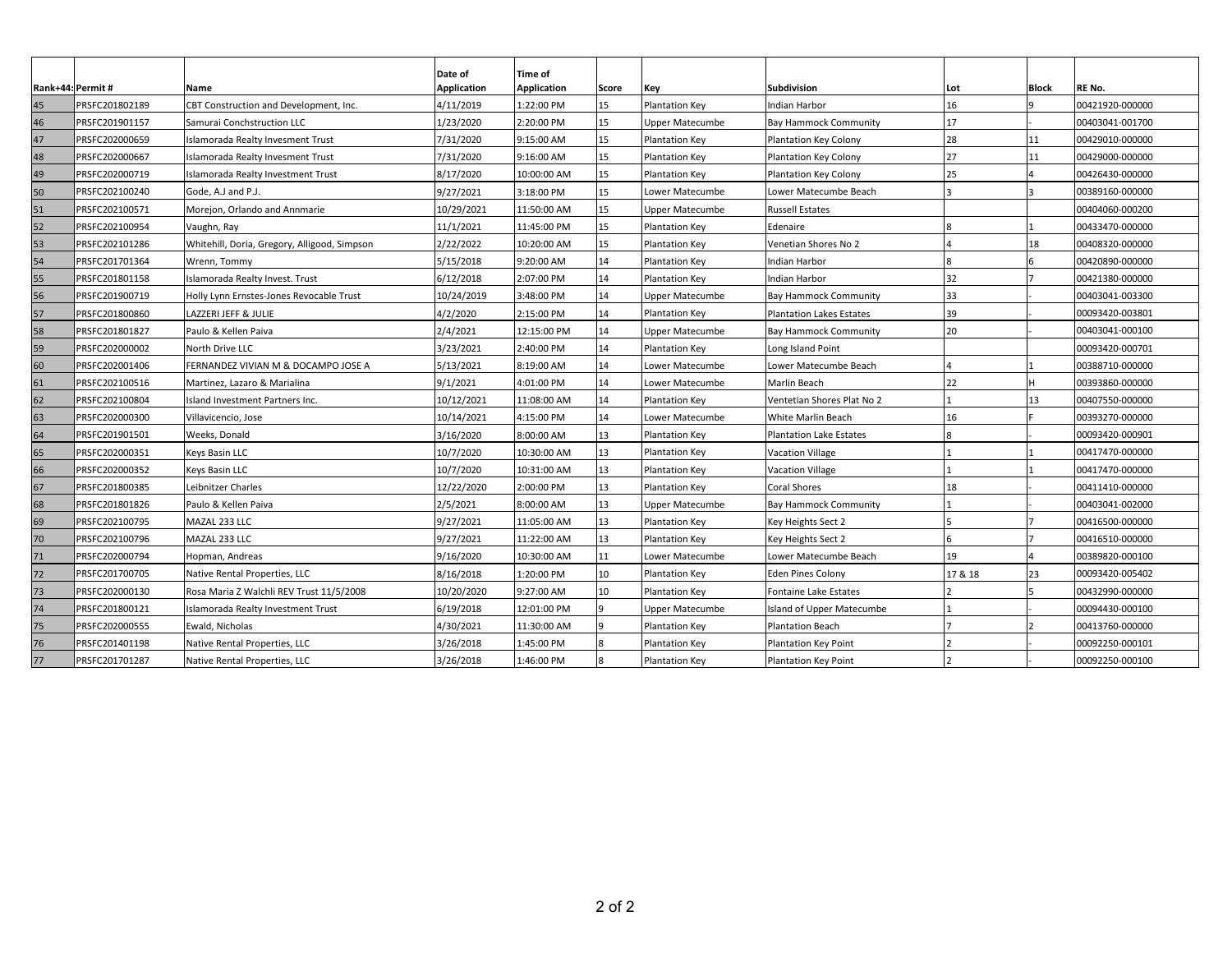| Rank+44: | Permit # | Name | Date of Application | Time of Application | Score | Key | Subdivision | Lot | Block | RE No. |
|---|---|---|---|---|---|---|---|---|---|---|
| 45 | PRSFC201802189 | CBT Construction and Development, Inc. | 4/11/2019 | 1:22:00 PM | 15 | Plantation Key | Indian Harbor | 16 | 9 | 00421920-000000 |
| 46 | PRSFC201901157 | Samurai Conchstruction LLC | 1/23/2020 | 2:20:00 PM | 15 | Upper Matecumbe | Bay Hammock Community | 17 | - | 00403041-001700 |
| 47 | PRSFC202000659 | Islamorada Realty Invesment Trust | 7/31/2020 | 9:15:00 AM | 15 | Plantation Key | Plantation Key Colony | 28 | 11 | 00429010-000000 |
| 48 | PRSFC202000667 | Islamorada Realty Invesment Trust | 7/31/2020 | 9:16:00 AM | 15 | Plantation Key | Plantation Key Colony | 27 | 11 | 00429000-000000 |
| 49 | PRSFC202000719 | Islamorada Realty Investment Trust | 8/17/2020 | 10:00:00 AM | 15 | Plantation Key | Plantation Key Colony | 25 | 4 | 00426430-000000 |
| 50 | PRSFC202100240 | Gode, A.J and P.J. | 9/27/2021 | 3:18:00 PM | 15 | Lower Matecumbe | Lower Matecumbe Beach | 3 | 3 | 00389160-000000 |
| 51 | PRSFC202100571 | Morejon, Orlando and Annmarie | 10/29/2021 | 11:50:00 AM | 15 | Upper Matecumbe | Russell Estates | | | 00404060-000200 |
| 52 | PRSFC202100954 | Vaughn, Ray | 11/1/2021 | 11:45:00 PM | 15 | Plantation Key | Edenaire | 8 | 1 | 00433470-000000 |
| 53 | PRSFC202101286 | Whitehill, Doria, Gregory, Alligood, Simpson | 2/22/2022 | 10:20:00 AM | 15 | Plantation Key | Venetian Shores No 2 | 4 | 18 | 00408320-000000 |
| 54 | PRSFC201701364 | Wrenn, Tommy | 5/15/2018 | 9:20:00 AM | 14 | Plantation Key | Indian Harbor | 8 | 6 | 00420890-000000 |
| 55 | PRSFC201801158 | Islamorada Realty Invest. Trust | 6/12/2018 | 2:07:00 PM | 14 | Plantation Key | Indian Harbor | 32 | 7 | 00421380-000000 |
| 56 | PRSFC201900719 | Holly Lynn Ernstes-Jones Revocable Trust | 10/24/2019 | 3:48:00 PM | 14 | Upper Matecumbe | Bay Hammock Community | 33 | - | 00403041-003300 |
| 57 | PRSFC201800860 | LAZZERI JEFF & JULIE | 4/2/2020 | 2:15:00 PM | 14 | Plantation Key | Plantation Lakes Estates | 39 | - | 00093420-003801 |
| 58 | PRSFC201801827 | Paulo & Kellen Paiva | 2/4/2021 | 12:15:00 PM | 14 | Upper Matecumbe | Bay Hammock Community | 20 | - | 00403041-000100 |
| 59 | PRSFC202000002 | North Drive LLC | 3/23/2021 | 2:40:00 PM | 14 | Plantation Key | Long Island Point | | | 00093420-000701 |
| 60 | PRSFC202001406 | FERNANDEZ VIVIAN M & DOCAMPO JOSE A | 5/13/2021 | 8:19:00 AM | 14 | Lower Matecumbe | Lower Matecumbe Beach | 4 | 1 | 00388710-000000 |
| 61 | PRSFC202100516 | Martinez, Lazaro & Marialina | 9/1/2021 | 4:01:00 PM | 14 | Lower Matecumbe | Marlin Beach | 22 | H | 00393860-000000 |
| 62 | PRSFC202100804 | Island Investment Partners Inc. | 10/12/2021 | 11:08:00 AM | 14 | Plantation Key | Ventetian Shores Plat No 2 | 1 | 13 | 00407550-000000 |
| 63 | PRSFC202000300 | Villavicencio, Jose | 10/14/2021 | 4:15:00 PM | 14 | Lower Matecumbe | White Marlin Beach | 16 | F | 00393270-000000 |
| 64 | PRSFC201901501 | Weeks, Donald | 3/16/2020 | 8:00:00 AM | 13 | Plantation Key | Plantation Lake Estates | 8 | - | 00093420-000901 |
| 65 | PRSFC202000351 | Keys Basin LLC | 10/7/2020 | 10:30:00 AM | 13 | Plantation Key | Vacation Village | 1 | 1 | 00417470-000000 |
| 66 | PRSFC202000352 | Keys Basin LLC | 10/7/2020 | 10:31:00 AM | 13 | Plantation Key | Vacation Village | 1 | 1 | 00417470-000000 |
| 67 | PRSFC201800385 | Leibnitzer Charles | 12/22/2020 | 2:00:00 PM | 13 | Plantation Key | Coral Shores | 18 | - | 00411410-000000 |
| 68 | PRSFC201801826 | Paulo & Kellen Paiva | 2/5/2021 | 8:00:00 AM | 13 | Upper Matecumbe | Bay Hammock Community | 1 | - | 00403041-002000 |
| 69 | PRSFC202100795 | MAZAL 233 LLC | 9/27/2021 | 11:05:00 AM | 13 | Plantation Key | Key Heights Sect 2 | 5 | 7 | 00416500-000000 |
| 70 | PRSFC202100796 | MAZAL 233 LLC | 9/27/2021 | 11:22:00 AM | 13 | Plantation Key | Key Heights Sect 2 | 6 | 7 | 00416510-000000 |
| 71 | PRSFC202000794 | Hopman, Andreas | 9/16/2020 | 10:30:00 AM | 11 | Lower Matecumbe | Lower Matecumbe Beach | 19 | 4 | 00389820-000100 |
| 72 | PRSFC201700705 | Native Rental Properties, LLC | 8/16/2018 | 1:20:00 PM | 10 | Plantation Key | Eden Pines Colony | 17 & 18 | 23 | 00093420-005402 |
| 73 | PRSFC202000130 | Rosa Maria Z Walchli REV Trust 11/5/2008 | 10/20/2020 | 9:27:00 AM | 10 | Plantation Key | Fontaine Lake Estates | 2 | 5 | 00432990-000000 |
| 74 | PRSFC201800121 | Islamorada Realty Investment Trust | 6/19/2018 | 12:01:00 PM | 9 | Upper Matecumbe | Island of Upper Matecumbe | 1 | - | 00094430-000100 |
| 75 | PRSFC202000555 | Ewald, Nicholas | 4/30/2021 | 11:30:00 AM | 9 | Plantation Key | Plantation Beach | 7 | 2 | 00413760-000000 |
| 76 | PRSFC201401198 | Native Rental Properties, LLC | 3/26/2018 | 1:45:00 PM | 8 | Plantation Key | Plantation Key Point | 2 | - | 00092250-000101 |
| 77 | PRSFC201701287 | Native Rental Properties, LLC | 3/26/2018 | 1:46:00 PM | 8 | Plantation Key | Plantation Key Point | 2 | - | 00092250-000100 |